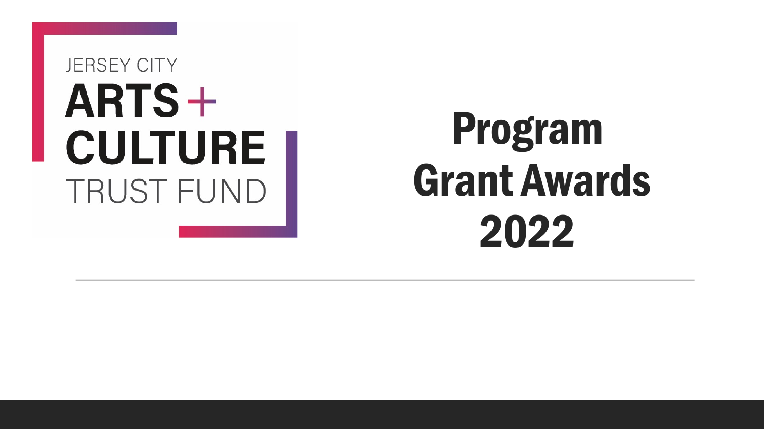JERSEY CITY

**ARTS + CULTURE**

TRUST FUND

# Program Grant Awards 2022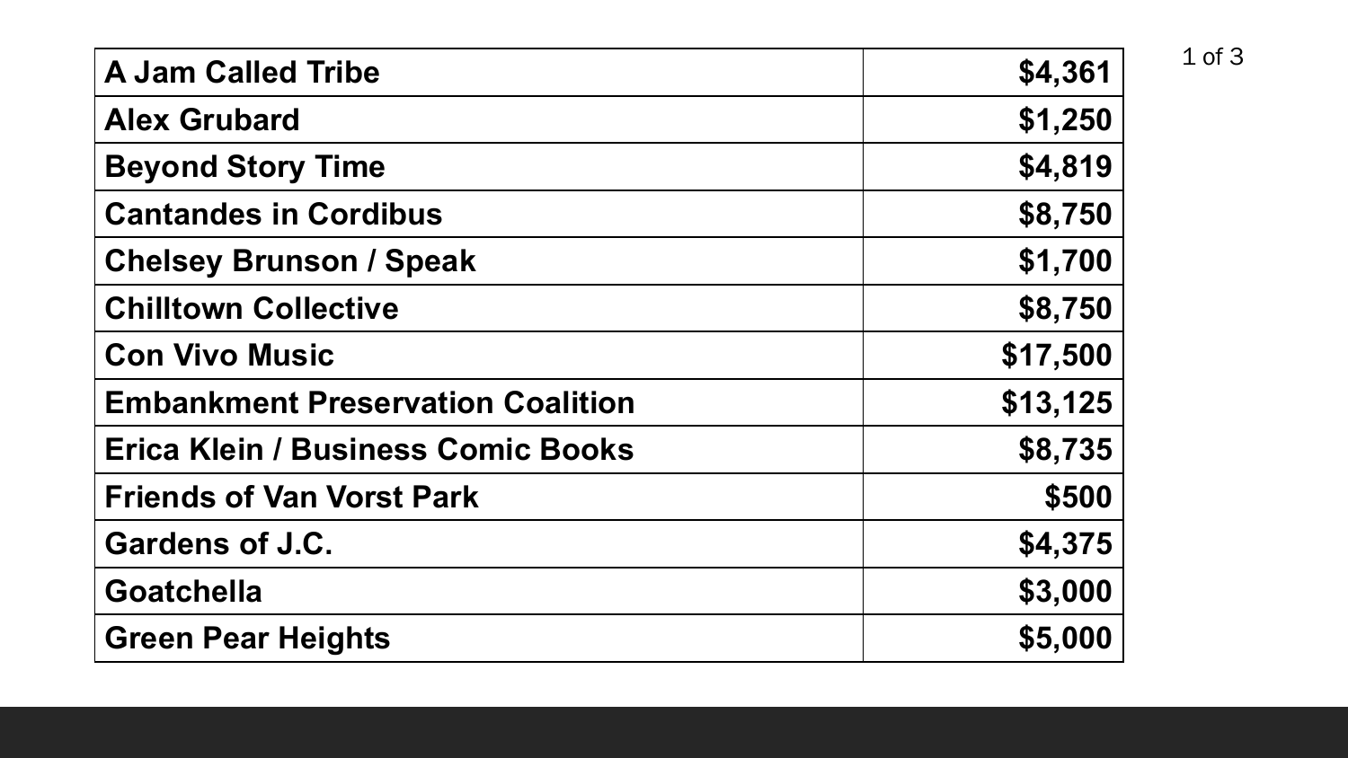| A Jam Called Tribe | $4,361 |
|---|---|
| Alex Grubard | $1,250 |
| Beyond Story Time | $4,819 |
| Cantandes in Cordibus | $8,750 |
| Chelsey Brunson / Speak | $1,700 |
| Chilltown Collective | $8,750 |
| Con Vivo Music | $17,500 |
| Embankment Preservation Coalition | $13,125 |
| Erica Klein / Business Comic Books | $8,735 |
| Friends of Van Vorst Park | $500 |
| Gardens of J.C. | $4,375 |
| Goatchella | $3,000 |
| Green Pear Heights | $5,000 |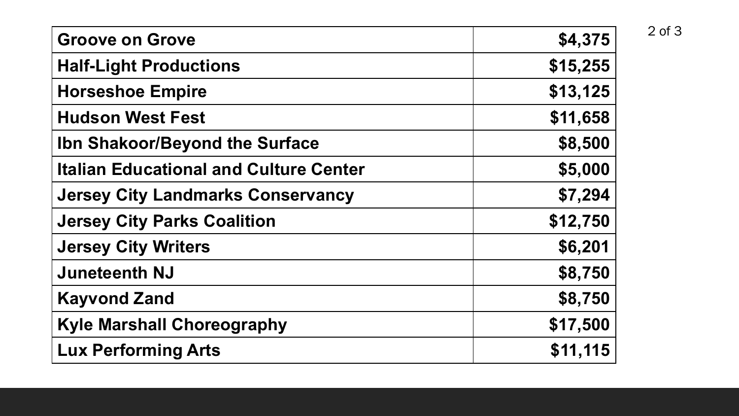| **Groove on Grove** | **$4,375** |
|---|---:|
| **Half-Light Productions** | **$15,255** |
| **Horseshoe Empire** | **$13,125** |
| **Hudson West Fest** | **$11,658** |
| **Ibn Shakoor/Beyond the Surface** | **$8,500** |
| **Italian Educational and Culture Center** | **$5,000** |
| **Jersey City Landmarks Conservancy** | **$7,294** |
| **Jersey City Parks Coalition** | **$12,750** |
| **Jersey City Writers** | **$6,201** |
| **Juneteenth NJ** | **$8,750** |
| **Kayvond Zand** | **$8,750** |
| **Kyle Marshall Choreography** | **$17,500** |
| **Lux Performing Arts** | **$11,115** |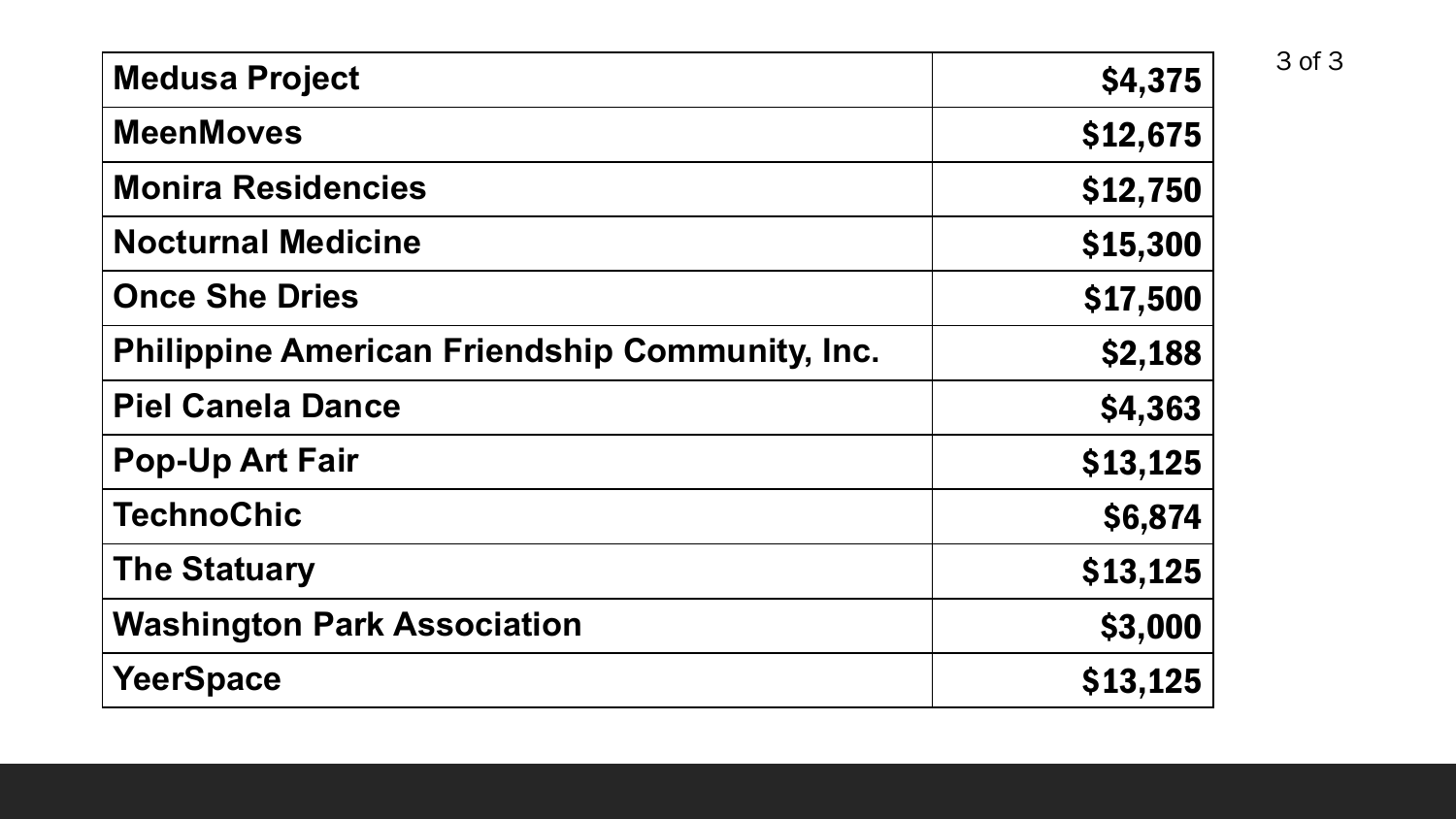| Organization | Amount |
|---|---|
| **Medusa Project** | **$4,375** |
| **MeenMoves** | **$12,675** |
| **Monira Residencies** | **$12,750** |
| **Nocturnal Medicine** | **$15,300** |
| **Once She Dries** | **$17,500** |
| **Philippine American Friendship Community, Inc.** | **$2,188** |
| **Piel Canela Dance** | **$4,363** |
| **Pop-Up Art Fair** | **$13,125** |
| **TechnoChic** | **$6,874** |
| **The Statuary** | **$13,125** |
| **Washington Park Association** | **$3,000** |
| **YeerSpace** | **$13,125** |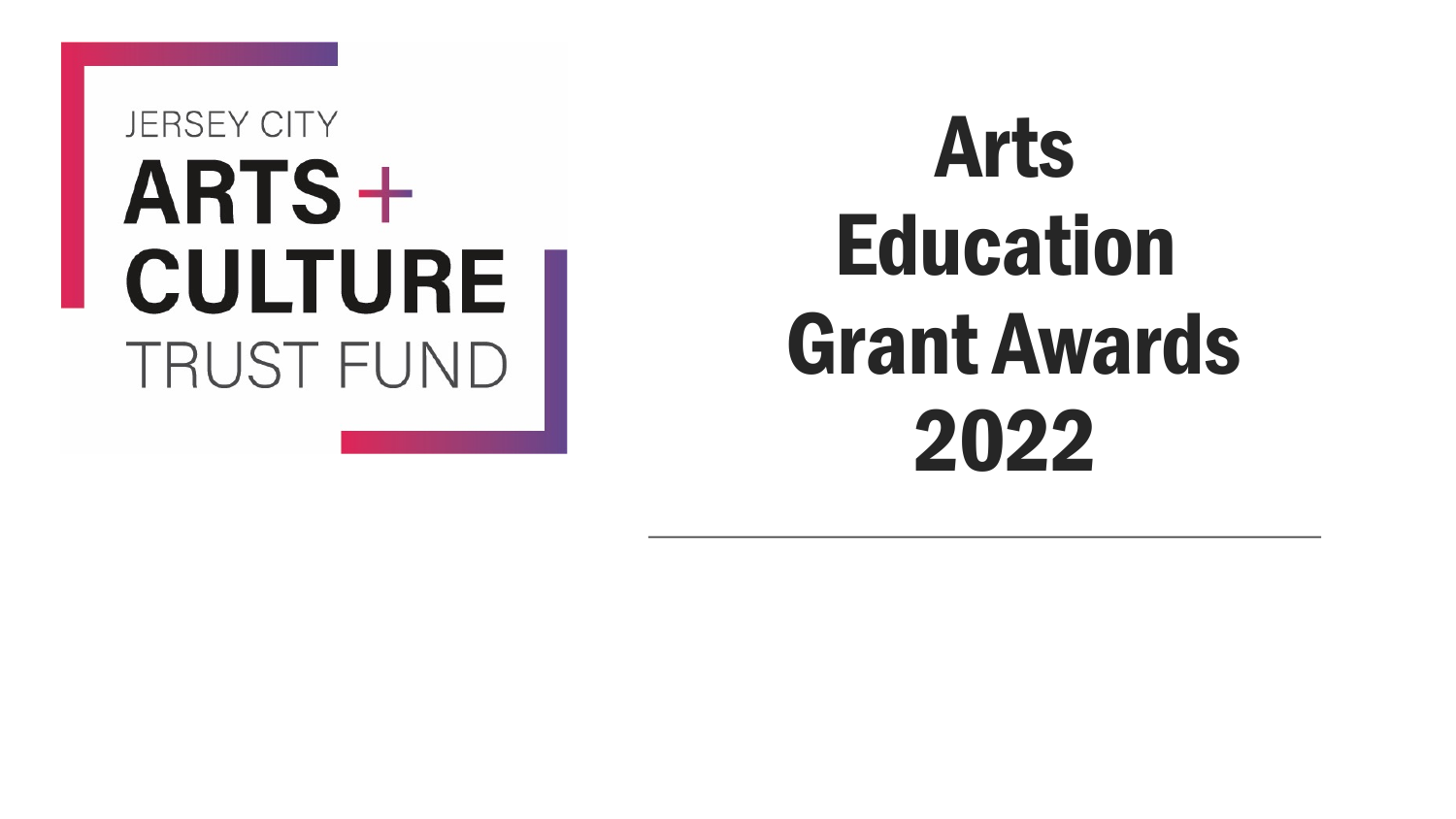JERSEY CITY

**ARTS +**
**CULTURE**

TRUST FUND

# Arts Education Grant Awards 2022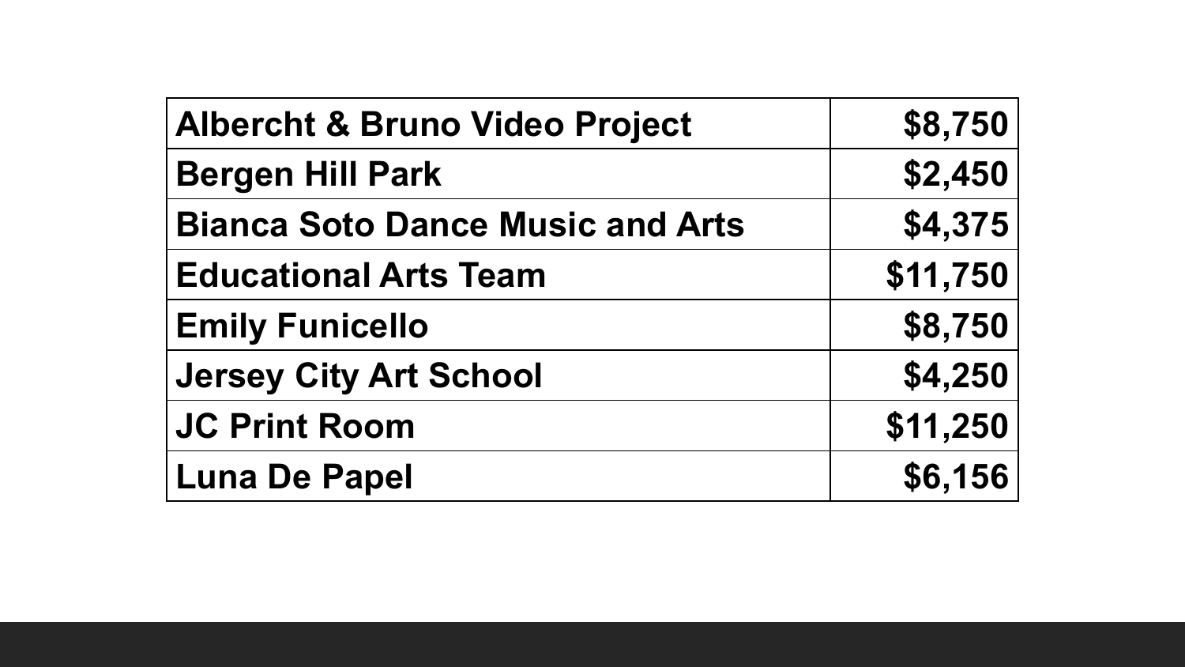| Albercht & Bruno Video Project | $8,750 |
|---|---|
| Bergen Hill Park | $2,450 |
| Bianca Soto Dance Music and Arts | $4,375 |
| Educational Arts Team | $11,750 |
| Emily Funicello | $8,750 |
| Jersey City Art School | $4,250 |
| JC Print Room | $11,250 |
| Luna De Papel | $6,156 |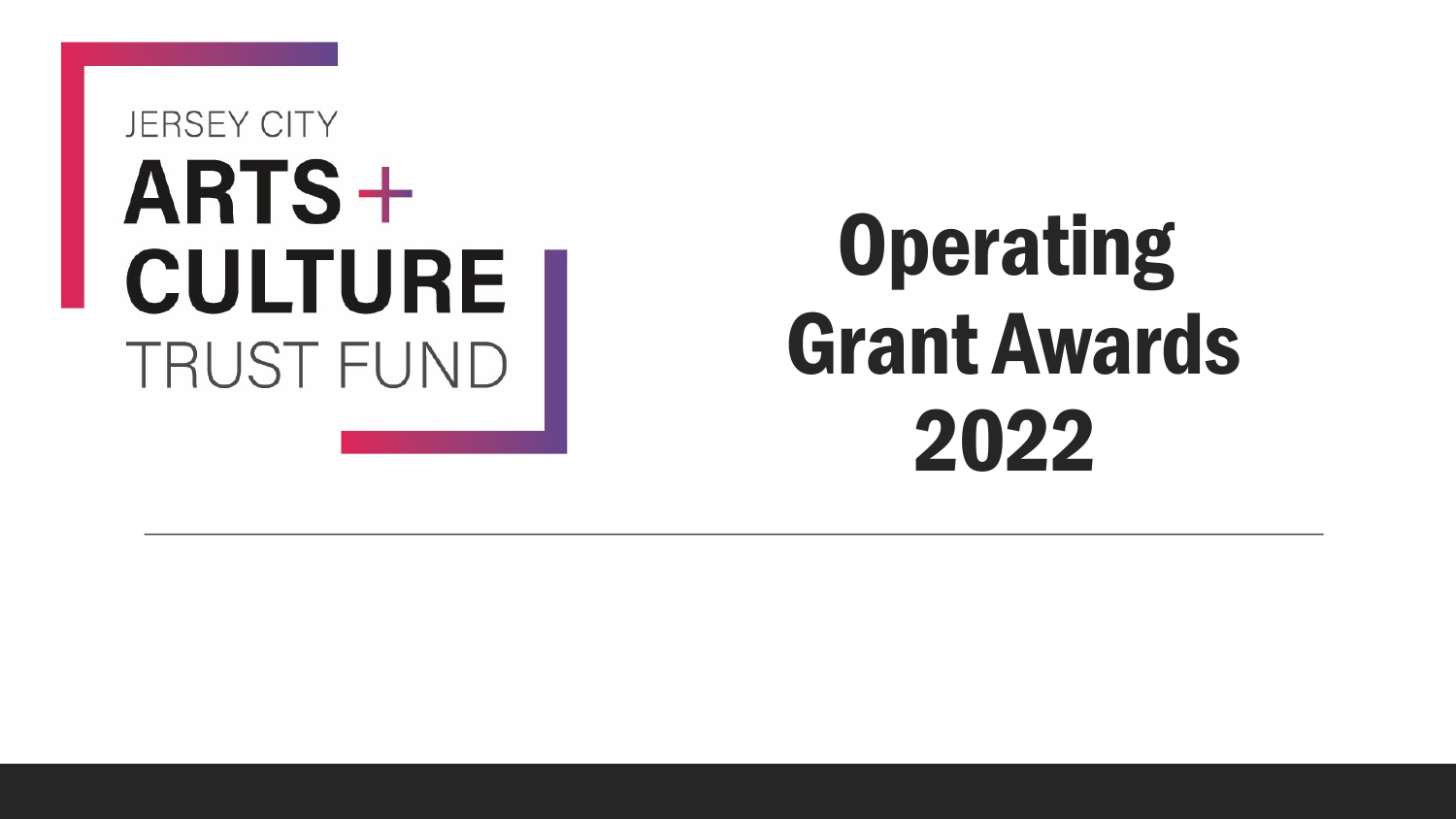JERSEY CITY

ARTS + CULTURE

TRUST FUND

# Operating Grant Awards 2022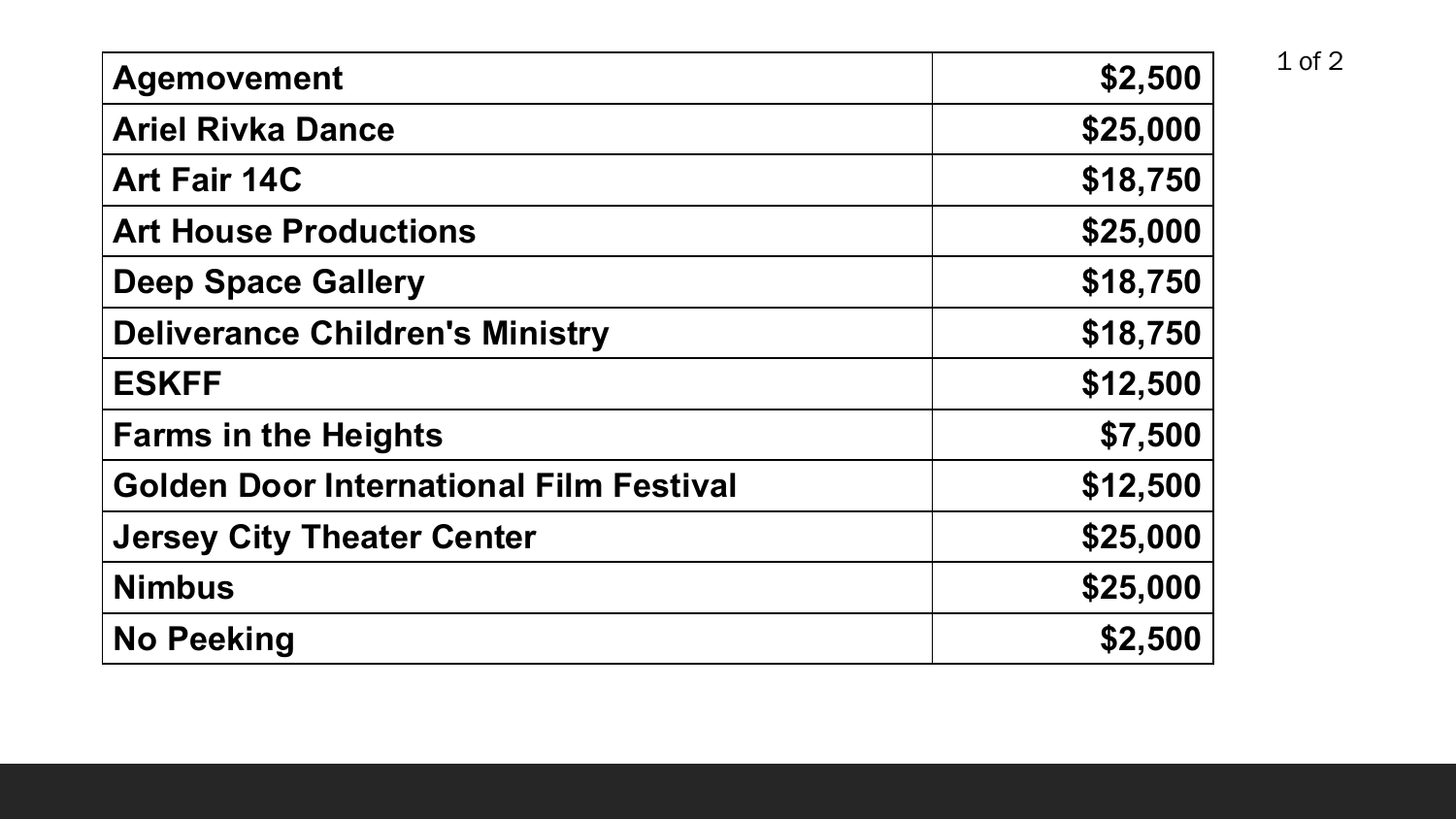| Agemovement | $2,500 |
| --- | --- |
| Ariel Rivka Dance | $25,000 |
| Art Fair 14C | $18,750 |
| Art House Productions | $25,000 |
| Deep Space Gallery | $18,750 |
| Deliverance Children's Ministry | $18,750 |
| ESKFF | $12,500 |
| Farms in the Heights | $7,500 |
| Golden Door International Film Festival | $12,500 |
| Jersey City Theater Center | $25,000 |
| Nimbus | $25,000 |
| No Peeking | $2,500 |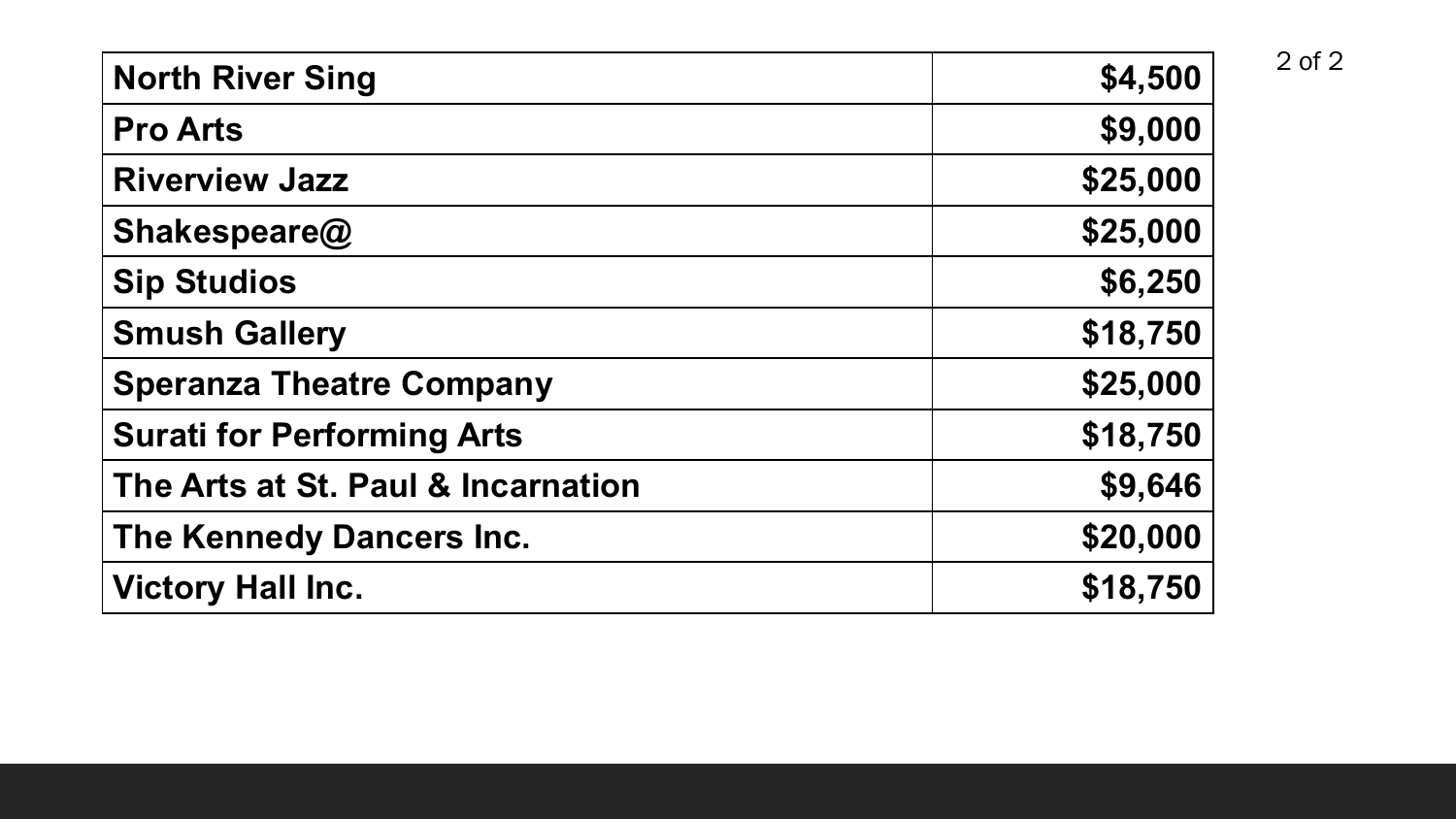| North River Sing | $4,500 |
| --- | ---: |
| Pro Arts | $9,000 |
| Riverview Jazz | $25,000 |
| Shakespeare@ | $25,000 |
| Sip Studios | $6,250 |
| Smush Gallery | $18,750 |
| Speranza Theatre Company | $25,000 |
| Surati for Performing Arts | $18,750 |
| The Arts at St. Paul & Incarnation | $9,646 |
| The Kennedy Dancers Inc. | $20,000 |
| Victory Hall Inc. | $18,750 |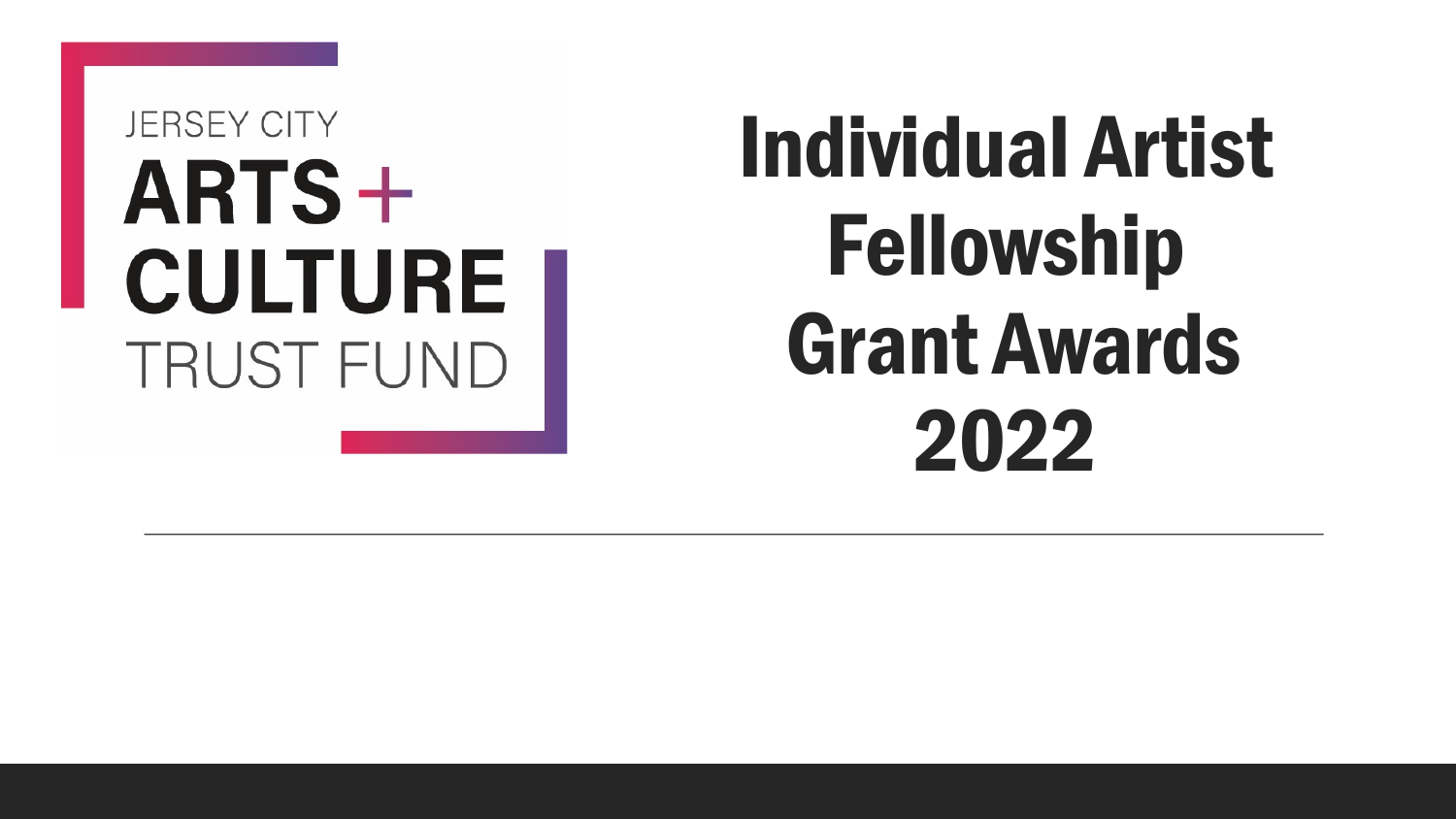JERSEY CITY
ARTS + CULTURE
TRUST FUND

# Individual Artist Fellowship Grant Awards 2022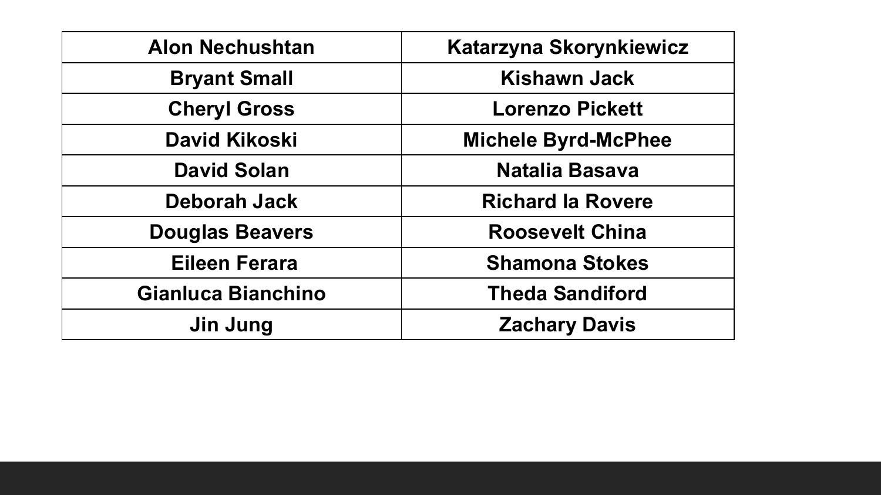| Alon Nechushtan | Katarzyna Skorynkiewicz |
| --- | --- |
| Bryant Small | Kishawn Jack |
| Cheryl Gross | Lorenzo Pickett |
| David Kikoski | Michele Byrd-McPhee |
| David Solan | Natalia Basava |
| Deborah Jack | Richard la Rovere |
| Douglas Beavers | Roosevelt China |
| Eileen Ferara | Shamona Stokes |
| Gianluca Bianchino | Theda Sandiford |
| Jin Jung | Zachary Davis |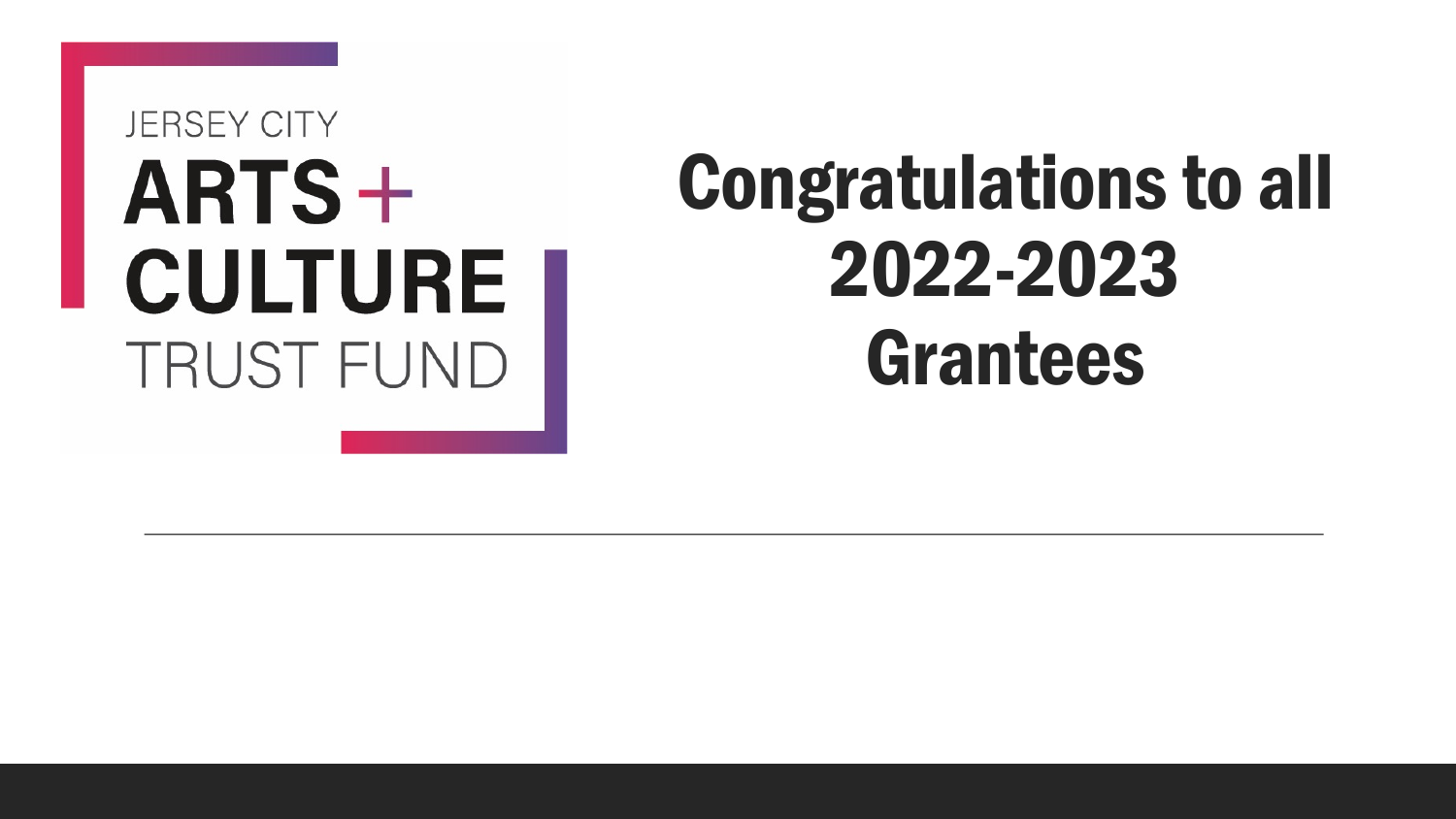JERSEY CITY

ARTS + CULTURE

TRUST FUND

# Congratulations to all 2022-2023 Grantees